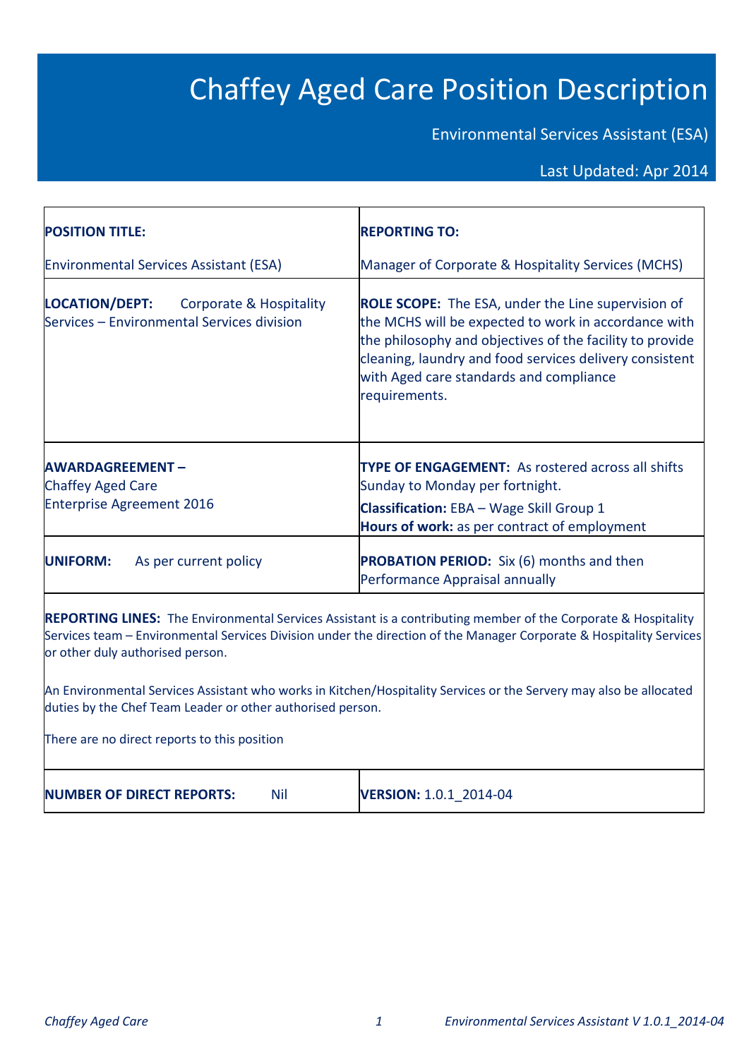# Chaffey Aged Care Position Description

Environmental Services Assistant (ESA)

Last Updated: Apr 2014

| **POSITION TITLE:**<br><br>Environmental Services Assistant (ESA) | **REPORTING TO:**<br><br>Manager of Corporate & Hospitality Services (MCHS) |
|---|---|
| **LOCATION/DEPT:** Corporate & Hospitality Services – Environmental Services division | **ROLE SCOPE:** The ESA, under the Line supervision of the MCHS will be expected to work in accordance with the philosophy and objectives of the facility to provide cleaning, laundry and food services delivery consistent with Aged care standards and compliance requirements. |
| **AWARDAGREEMENT –**<br>Chaffey Aged Care<br>Enterprise Agreement 2016 | **TYPE OF ENGAGEMENT:** As rostered across all shifts Sunday to Monday per fortnight.<br>**Classification:** EBA – Wage Skill Group 1<br>**Hours of work:** as per contract of employment |
| **UNIFORM:** As per current policy | **PROBATION PERIOD:** Six (6) months and then Performance Appraisal annually |

**REPORTING LINES:** The Environmental Services Assistant is a contributing member of the Corporate & Hospitality Services team – Environmental Services Division under the direction of the Manager Corporate & Hospitality Services or other duly authorised person.

An Environmental Services Assistant who works in Kitchen/Hospitality Services or the Servery may also be allocated duties by the Chef Team Leader or other authorised person.

There are no direct reports to this position

| **NUMBER OF DIRECT REPORTS:** Nil | **VERSION:** 1.0.1_2014-04 |
|---|---|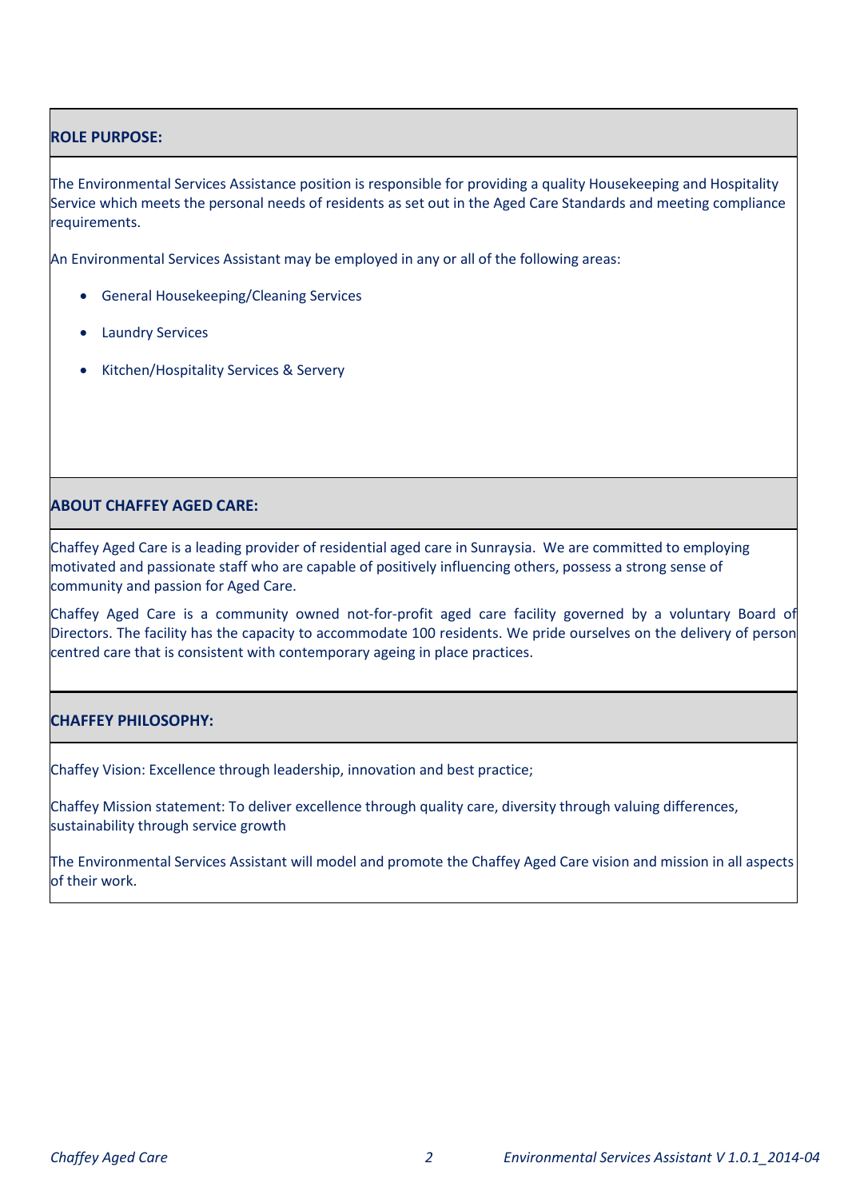## ROLE PURPOSE:

The Environmental Services Assistance position is responsible for providing a quality Housekeeping and Hospitality Service which meets the personal needs of residents as set out in the Aged Care Standards and meeting compliance requirements.

An Environmental Services Assistant may be employed in any or all of the following areas:

- General Housekeeping/Cleaning Services
- Laundry Services
- Kitchen/Hospitality Services & Servery

## ABOUT CHAFFEY AGED CARE:

Chaffey Aged Care is a leading provider of residential aged care in Sunraysia. We are committed to employing motivated and passionate staff who are capable of positively influencing others, possess a strong sense of community and passion for Aged Care.

Chaffey Aged Care is a community owned not-for-profit aged care facility governed by a voluntary Board of Directors. The facility has the capacity to accommodate 100 residents. We pride ourselves on the delivery of person centred care that is consistent with contemporary ageing in place practices.

## CHAFFEY PHILOSOPHY:

Chaffey Vision: Excellence through leadership, innovation and best practice;

Chaffey Mission statement: To deliver excellence through quality care, diversity through valuing differences, sustainability through service growth

The Environmental Services Assistant will model and promote the Chaffey Aged Care vision and mission in all aspects of their work.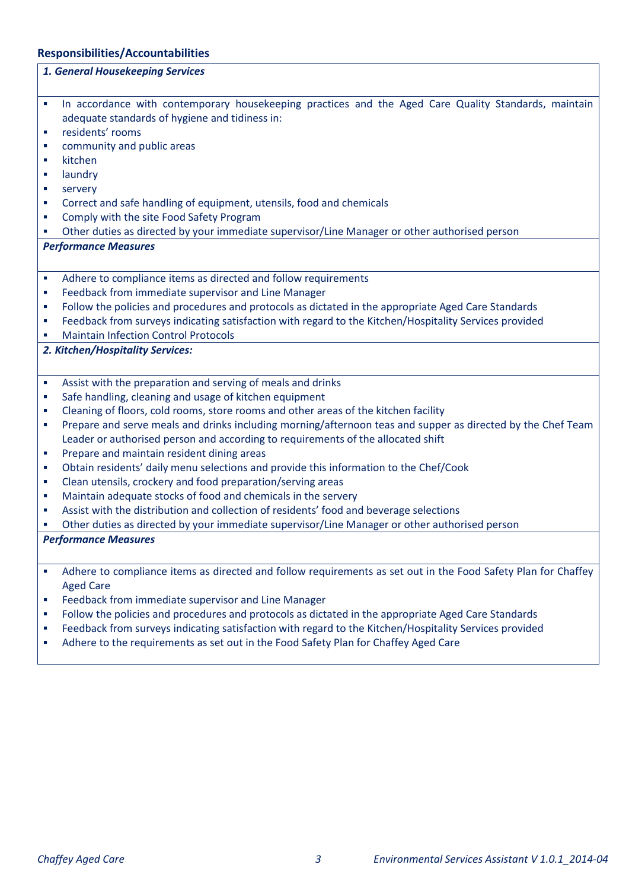### Responsibilities/Accountabilities

***1. General Housekeeping Services***

- In accordance with contemporary housekeeping practices and the Aged Care Quality Standards, maintain adequate standards of hygiene and tidiness in:
- residents' rooms
- community and public areas
- kitchen
- laundry
- servery
- Correct and safe handling of equipment, utensils, food and chemicals
- Comply with the site Food Safety Program
- Other duties as directed by your immediate supervisor/Line Manager or other authorised person

***Performance Measures***

- Adhere to compliance items as directed and follow requirements
- Feedback from immediate supervisor and Line Manager
- Follow the policies and procedures and protocols as dictated in the appropriate Aged Care Standards
- Feedback from surveys indicating satisfaction with regard to the Kitchen/Hospitality Services provided
- Maintain Infection Control Protocols

***2. Kitchen/Hospitality Services:***

- Assist with the preparation and serving of meals and drinks
- Safe handling, cleaning and usage of kitchen equipment
- Cleaning of floors, cold rooms, store rooms and other areas of the kitchen facility
- Prepare and serve meals and drinks including morning/afternoon teas and supper as directed by the Chef Team Leader or authorised person and according to requirements of the allocated shift
- Prepare and maintain resident dining areas
- Obtain residents' daily menu selections and provide this information to the Chef/Cook
- Clean utensils, crockery and food preparation/serving areas
- Maintain adequate stocks of food and chemicals in the servery
- Assist with the distribution and collection of residents' food and beverage selections
- Other duties as directed by your immediate supervisor/Line Manager or other authorised person

***Performance Measures***

- Adhere to compliance items as directed and follow requirements as set out in the Food Safety Plan for Chaffey Aged Care
- Feedback from immediate supervisor and Line Manager
- Follow the policies and procedures and protocols as dictated in the appropriate Aged Care Standards
- Feedback from surveys indicating satisfaction with regard to the Kitchen/Hospitality Services provided
- Adhere to the requirements as set out in the Food Safety Plan for Chaffey Aged Care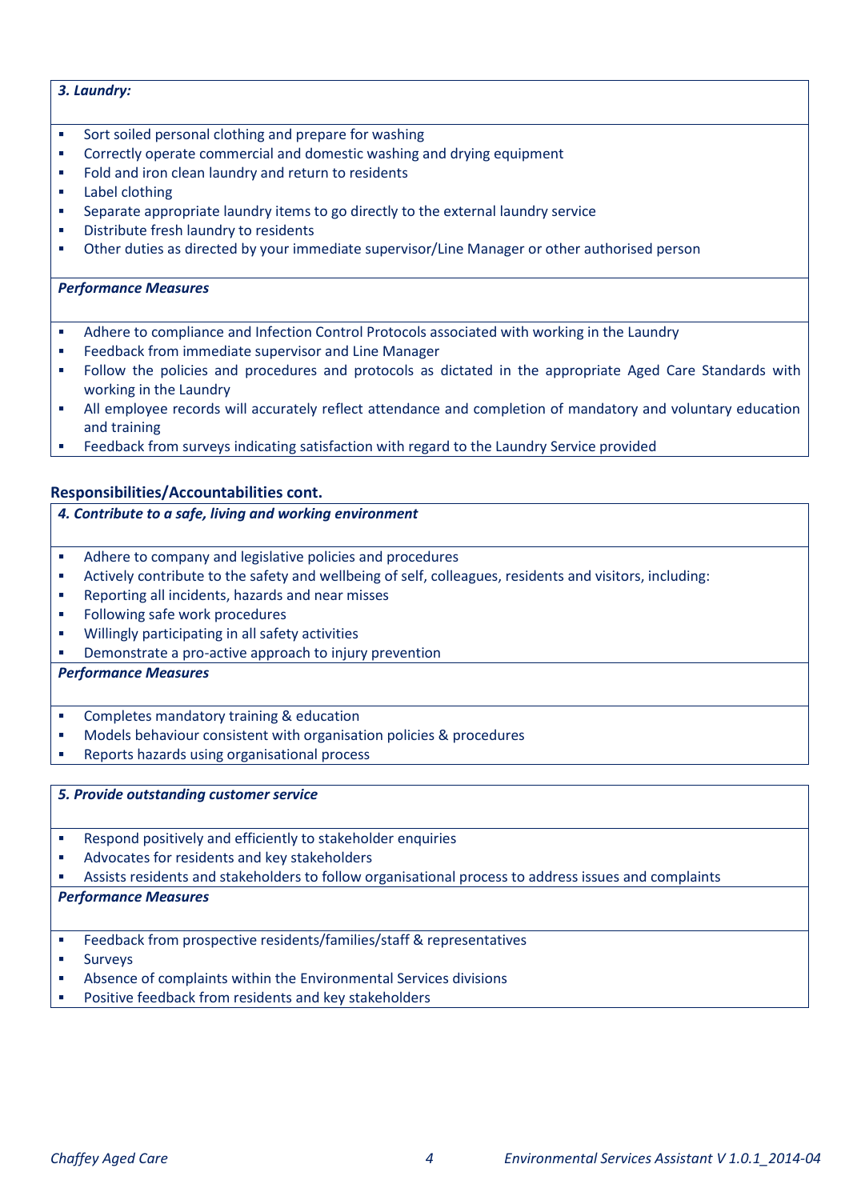***3. Laundry:***

- Sort soiled personal clothing and prepare for washing
- Correctly operate commercial and domestic washing and drying equipment
- Fold and iron clean laundry and return to residents
- Label clothing
- Separate appropriate laundry items to go directly to the external laundry service
- Distribute fresh laundry to residents
- Other duties as directed by your immediate supervisor/Line Manager or other authorised person

***Performance Measures***

- Adhere to compliance and Infection Control Protocols associated with working in the Laundry
- Feedback from immediate supervisor and Line Manager
- Follow the policies and procedures and protocols as dictated in the appropriate Aged Care Standards with working in the Laundry
- All employee records will accurately reflect attendance and completion of mandatory and voluntary education and training
- Feedback from surveys indicating satisfaction with regard to the Laundry Service provided

**Responsibilities/Accountabilities cont.**

***4. Contribute to a safe, living and working environment***

- Adhere to company and legislative policies and procedures
- Actively contribute to the safety and wellbeing of self, colleagues, residents and visitors, including:
- Reporting all incidents, hazards and near misses
- Following safe work procedures
- Willingly participating in all safety activities
- Demonstrate a pro-active approach to injury prevention

***Performance Measures***

- Completes mandatory training & education
- Models behaviour consistent with organisation policies & procedures
- Reports hazards using organisational process

***5. Provide outstanding customer service***

- Respond positively and efficiently to stakeholder enquiries
- Advocates for residents and key stakeholders
- Assists residents and stakeholders to follow organisational process to address issues and complaints

***Performance Measures***

- Feedback from prospective residents/families/staff & representatives
- Surveys
- Absence of complaints within the Environmental Services divisions
- Positive feedback from residents and key stakeholders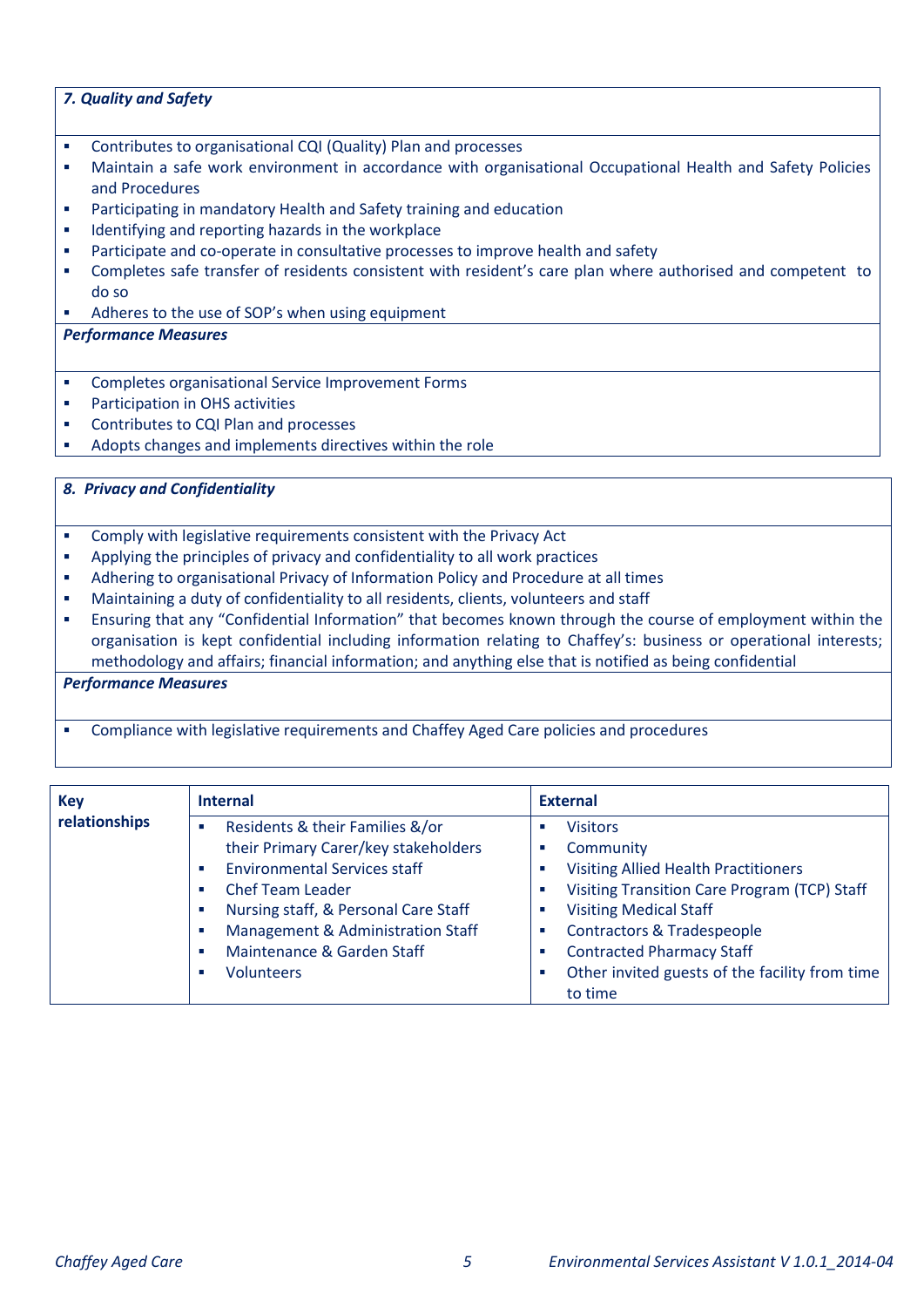### *7. Quality and Safety*

- Contributes to organisational CQI (Quality) Plan and processes
- Maintain a safe work environment in accordance with organisational Occupational Health and Safety Policies and Procedures
- Participating in mandatory Health and Safety training and education
- Identifying and reporting hazards in the workplace
- Participate and co-operate in consultative processes to improve health and safety
- Completes safe transfer of residents consistent with resident's care plan where authorised and competent to do so
- Adheres to the use of SOP's when using equipment

***Performance Measures***

- Completes organisational Service Improvement Forms
- Participation in OHS activities
- Contributes to CQI Plan and processes
- Adopts changes and implements directives within the role

### *8. Privacy and Confidentiality*

- Comply with legislative requirements consistent with the Privacy Act
- Applying the principles of privacy and confidentiality to all work practices
- Adhering to organisational Privacy of Information Policy and Procedure at all times
- Maintaining a duty of confidentiality to all residents, clients, volunteers and staff
- Ensuring that any "Confidential Information" that becomes known through the course of employment within the organisation is kept confidential including information relating to Chaffey's: business or operational interests; methodology and affairs; financial information; and anything else that is notified as being confidential

***Performance Measures***

- Compliance with legislative requirements and Chaffey Aged Care policies and procedures

| **Key relationships** | **Internal** | **External** |
|---|---|---|
| | ▪ Residents & their Families &/or their Primary Carer/key stakeholders<br>▪ Environmental Services staff<br>▪ Chef Team Leader<br>▪ Nursing staff, & Personal Care Staff<br>▪ Management & Administration Staff<br>▪ Maintenance & Garden Staff<br>▪ Volunteers | ▪ Visitors<br>▪ Community<br>▪ Visiting Allied Health Practitioners<br>▪ Visiting Transition Care Program (TCP) Staff<br>▪ Visiting Medical Staff<br>▪ Contractors & Tradespeople<br>▪ Contracted Pharmacy Staff<br>▪ Other invited guests of the facility from time to time |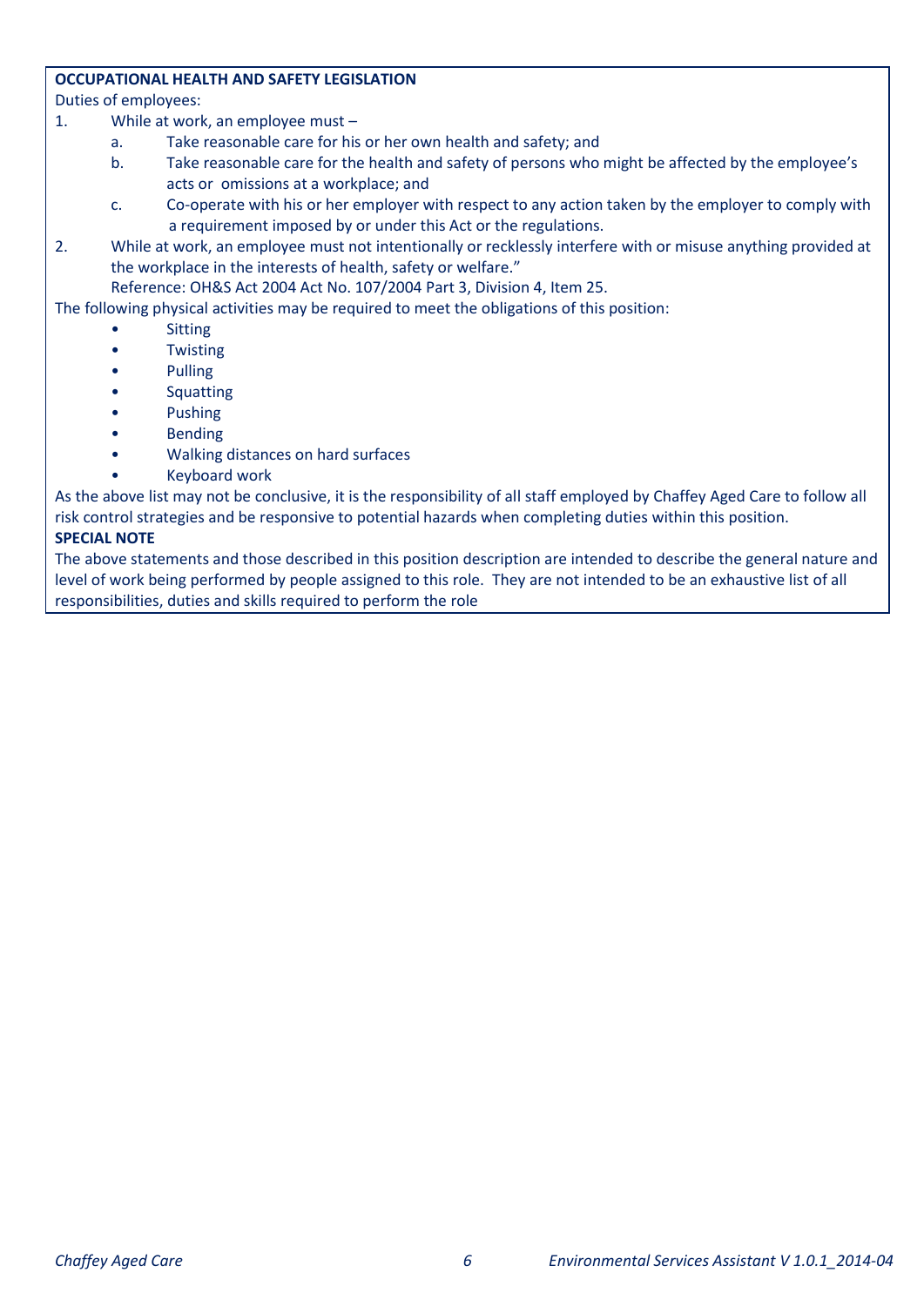**OCCUPATIONAL HEALTH AND SAFETY LEGISLATION**

Duties of employees:

1. While at work, an employee must –
   a. Take reasonable care for his or her own health and safety; and
   b. Take reasonable care for the health and safety of persons who might be affected by the employee's acts or omissions at a workplace; and
   c. Co-operate with his or her employer with respect to any action taken by the employer to comply with a requirement imposed by or under this Act or the regulations.
2. While at work, an employee must not intentionally or recklessly interfere with or misuse anything provided at the workplace in the interests of health, safety or welfare."

   Reference: OH&S Act 2004 Act No. 107/2004 Part 3, Division 4, Item 25.

The following physical activities may be required to meet the obligations of this position:

- Sitting
- Twisting
- Pulling
- Squatting
- Pushing
- Bending
- Walking distances on hard surfaces
- Keyboard work

As the above list may not be conclusive, it is the responsibility of all staff employed by Chaffey Aged Care to follow all risk control strategies and be responsive to potential hazards when completing duties within this position.

**SPECIAL NOTE**

The above statements and those described in this position description are intended to describe the general nature and level of work being performed by people assigned to this role. They are not intended to be an exhaustive list of all responsibilities, duties and skills required to perform the role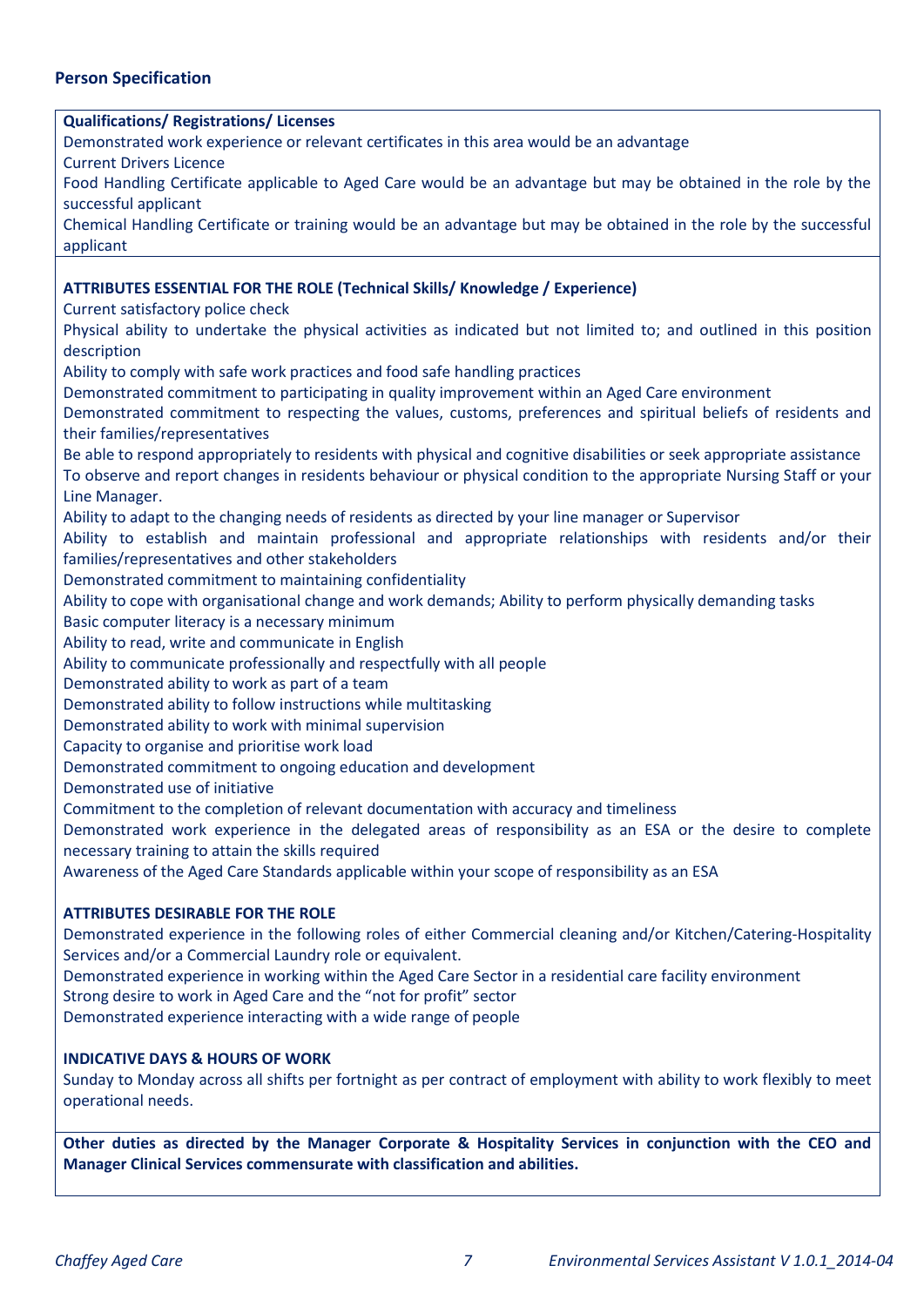## Person Specification

**Qualifications/ Registrations/ Licenses**

Demonstrated work experience or relevant certificates in this area would be an advantage

Current Drivers Licence

Food Handling Certificate applicable to Aged Care would be an advantage but may be obtained in the role by the successful applicant

Chemical Handling Certificate or training would be an advantage but may be obtained in the role by the successful applicant

**ATTRIBUTES ESSENTIAL FOR THE ROLE (Technical Skills/ Knowledge / Experience)**

Current satisfactory police check

Physical ability to undertake the physical activities as indicated but not limited to; and outlined in this position description

Ability to comply with safe work practices and food safe handling practices

Demonstrated commitment to participating in quality improvement within an Aged Care environment

Demonstrated commitment to respecting the values, customs, preferences and spiritual beliefs of residents and their families/representatives

Be able to respond appropriately to residents with physical and cognitive disabilities or seek appropriate assistance

To observe and report changes in residents behaviour or physical condition to the appropriate Nursing Staff or your Line Manager.

Ability to adapt to the changing needs of residents as directed by your line manager or Supervisor

Ability to establish and maintain professional and appropriate relationships with residents and/or their families/representatives and other stakeholders

Demonstrated commitment to maintaining confidentiality

Ability to cope with organisational change and work demands; Ability to perform physically demanding tasks

Basic computer literacy is a necessary minimum

Ability to read, write and communicate in English

Ability to communicate professionally and respectfully with all people

Demonstrated ability to work as part of a team

Demonstrated ability to follow instructions while multitasking

Demonstrated ability to work with minimal supervision

Capacity to organise and prioritise work load

Demonstrated commitment to ongoing education and development

Demonstrated use of initiative

Commitment to the completion of relevant documentation with accuracy and timeliness

Demonstrated work experience in the delegated areas of responsibility as an ESA or the desire to complete necessary training to attain the skills required

Awareness of the Aged Care Standards applicable within your scope of responsibility as an ESA

**ATTRIBUTES DESIRABLE FOR THE ROLE**

Demonstrated experience in the following roles of either Commercial cleaning and/or Kitchen/Catering-Hospitality Services and/or a Commercial Laundry role or equivalent.

Demonstrated experience in working within the Aged Care Sector in a residential care facility environment

Strong desire to work in Aged Care and the "not for profit" sector

Demonstrated experience interacting with a wide range of people

**INDICATIVE DAYS & HOURS OF WORK**

Sunday to Monday across all shifts per fortnight as per contract of employment with ability to work flexibly to meet operational needs.

**Other duties as directed by the Manager Corporate & Hospitality Services in conjunction with the CEO and Manager Clinical Services commensurate with classification and abilities.**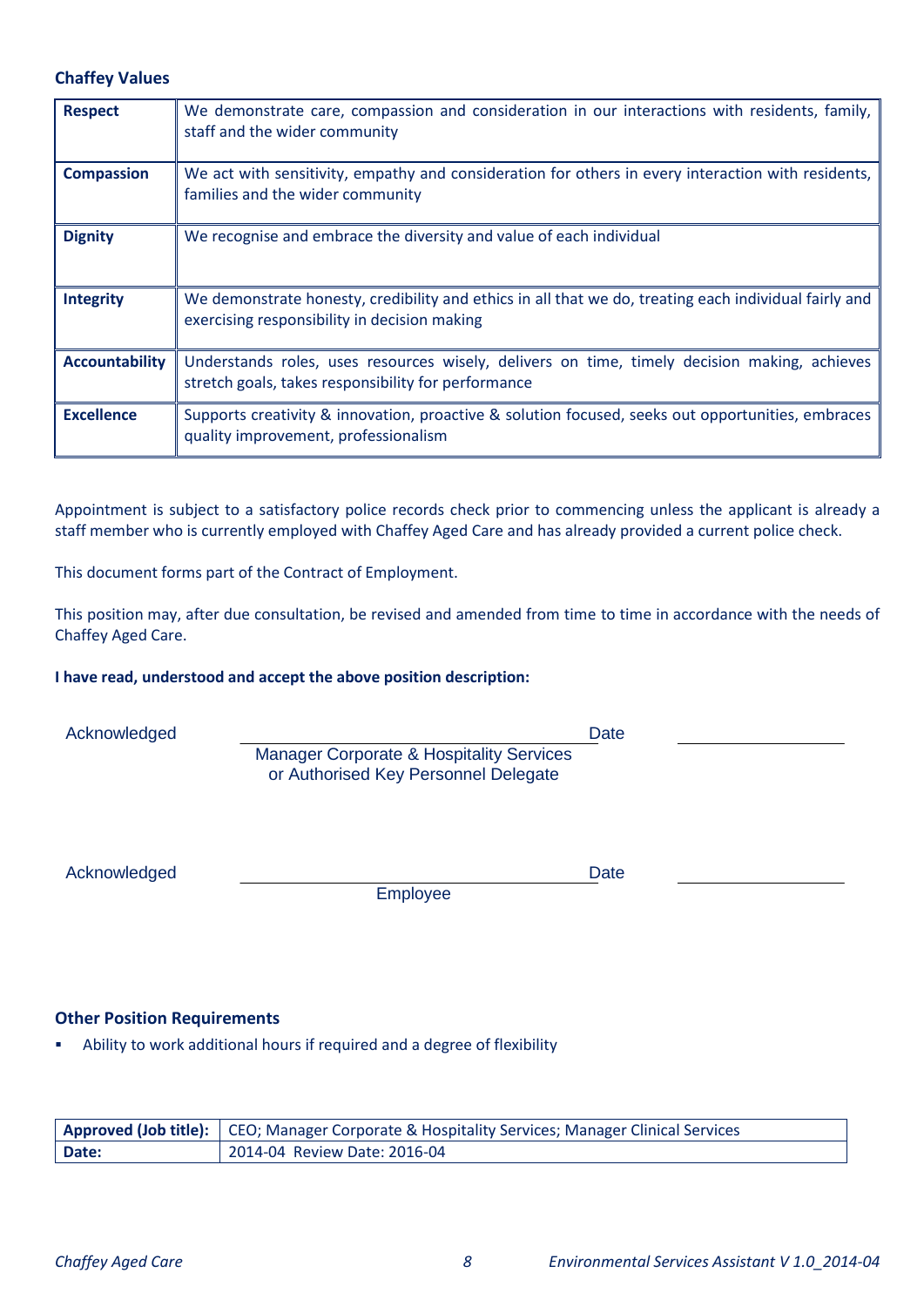### Chaffey Values

| | |
|---|---|
| **Respect** | We demonstrate care, compassion and consideration in our interactions with residents, family, staff and the wider community |
| **Compassion** | We act with sensitivity, empathy and consideration for others in every interaction with residents, families and the wider community |
| **Dignity** | We recognise and embrace the diversity and value of each individual |
| **Integrity** | We demonstrate honesty, credibility and ethics in all that we do, treating each individual fairly and exercising responsibility in decision making |
| **Accountability** | Understands roles, uses resources wisely, delivers on time, timely decision making, achieves stretch goals, takes responsibility for performance |
| **Excellence** | Supports creativity & innovation, proactive & solution focused, seeks out opportunities, embraces quality improvement, professionalism |

Appointment is subject to a satisfactory police records check prior to commencing unless the applicant is already a staff member who is currently employed with Chaffey Aged Care and has already provided a current police check.

This document forms part of the Contract of Employment.

This position may, after due consultation, be revised and amended from time to time in accordance with the needs of Chaffey Aged Care.

**I have read, understood and accept the above position description:**

Acknowledged \_\_\_\_\_\_\_\_\_\_\_\_\_\_\_\_\_\_\_\_\_\_\_\_\_\_\_\_\_\_ Date \_\_\_\_\_\_\_\_\_\_\_\_\_\_
Manager Corporate & Hospitality Services or Authorised Key Personnel Delegate

Acknowledged \_\_\_\_\_\_\_\_\_\_\_\_\_\_\_\_\_\_\_\_\_\_\_\_\_\_\_\_\_\_ Date \_\_\_\_\_\_\_\_\_\_\_\_\_\_
Employee

### Other Position Requirements

- Ability to work additional hours if required and a degree of flexibility

| | |
|---|---|
| **Approved (Job title):** | CEO; Manager Corporate & Hospitality Services; Manager Clinical Services |
| **Date:** | 2014-04 Review Date: 2016-04 |